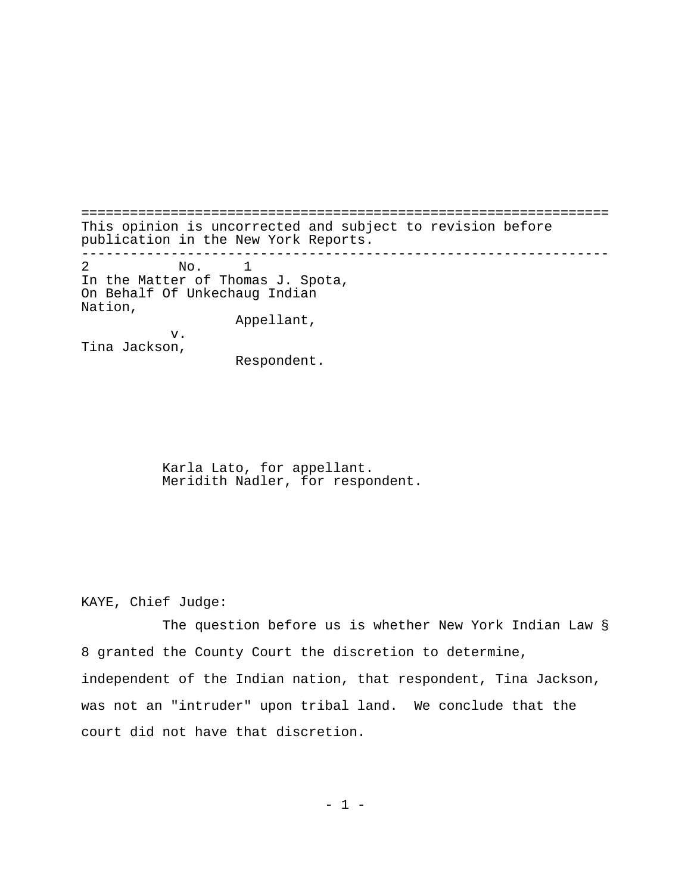This opinion is uncorrected and subject to revision before publication in the New York Reports.

---

2 No. 1

In the Matter of Thomas J. Spota,
On Behalf Of Unkechaug Indian
Nation,
Appellant,
v.
Tina Jackson,
Respondent.

Karla Lato, for appellant.
Meridith Nadler, for respondent.

KAYE, Chief Judge:

The question before us is whether New York Indian Law § 8 granted the County Court the discretion to determine, independent of the Indian nation, that respondent, Tina Jackson, was not an "intruder" upon tribal land. We conclude that the court did not have that discretion.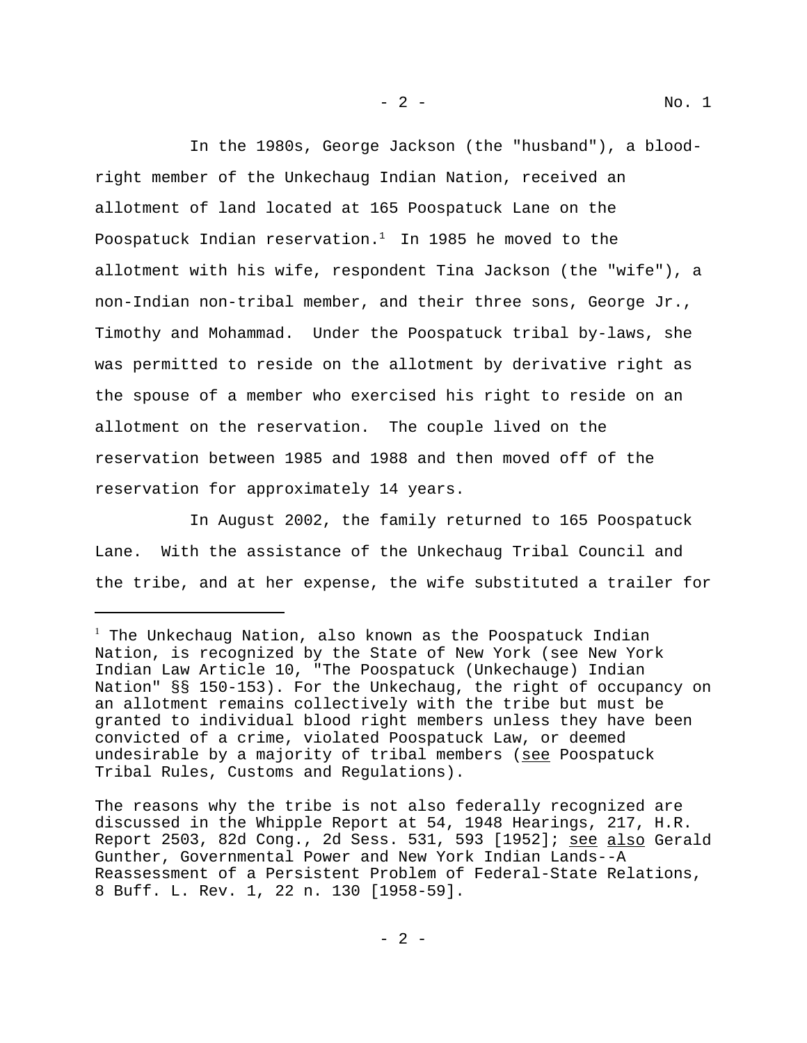In the 1980s, George Jackson (the "husband"), a blood-right member of the Unkechaug Indian Nation, received an allotment of land located at 165 Poospatuck Lane on the Poospatuck Indian reservation.[1] In 1985 he moved to the allotment with his wife, respondent Tina Jackson (the "wife"), a non-Indian non-tribal member, and their three sons, George Jr., Timothy and Mohammad. Under the Poospatuck tribal by-laws, she was permitted to reside on the allotment by derivative right as the spouse of a member who exercised his right to reside on an allotment on the reservation. The couple lived on the reservation between 1985 and 1988 and then moved off of the reservation for approximately 14 years.

In August 2002, the family returned to 165 Poospatuck Lane. With the assistance of the Unkechaug Tribal Council and the tribe, and at her expense, the wife substituted a trailer for

---

[1] The Unkechaug Nation, also known as the Poospatuck Indian Nation, is recognized by the State of New York (see New York Indian Law Article 10, "The Poospatuck (Unkechauge) Indian Nation" §§ 150-153). For the Unkechaug, the right of occupancy on an allotment remains collectively with the tribe but must be granted to individual blood right members unless they have been convicted of a crime, violated Poospatuck Law, or deemed undesirable by a majority of tribal members (<u>see</u> Poospatuck Tribal Rules, Customs and Regulations).

The reasons why the tribe is not also federally recognized are discussed in the Whipple Report at 54, 1948 Hearings, 217, H.R. Report 2503, 82d Cong., 2d Sess. 531, 593 [1952]; <u>see also</u> Gerald Gunther, Governmental Power and New York Indian Lands--A Reassessment of a Persistent Problem of Federal-State Relations, 8 Buff. L. Rev. 1, 22 n. 130 [1958-59].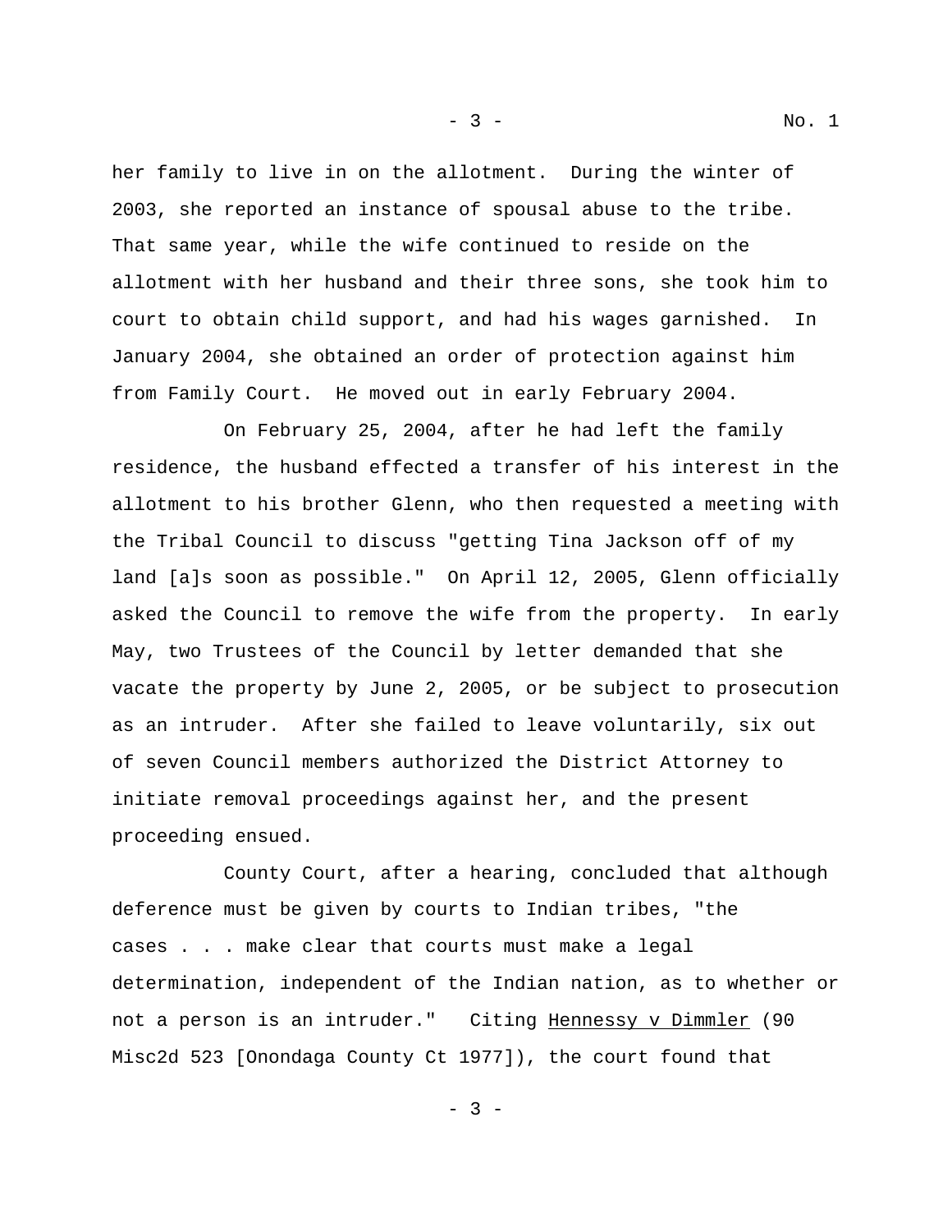her family to live in on the allotment. During the winter of 2003, she reported an instance of spousal abuse to the tribe. That same year, while the wife continued to reside on the allotment with her husband and their three sons, she took him to court to obtain child support, and had his wages garnished. In January 2004, she obtained an order of protection against him from Family Court. He moved out in early February 2004.

On February 25, 2004, after he had left the family residence, the husband effected a transfer of his interest in the allotment to his brother Glenn, who then requested a meeting with the Tribal Council to discuss "getting Tina Jackson off of my land [a]s soon as possible." On April 12, 2005, Glenn officially asked the Council to remove the wife from the property. In early May, two Trustees of the Council by letter demanded that she vacate the property by June 2, 2005, or be subject to prosecution as an intruder. After she failed to leave voluntarily, six out of seven Council members authorized the District Attorney to initiate removal proceedings against her, and the present proceeding ensued.

County Court, after a hearing, concluded that although deference must be given by courts to Indian tribes, "the cases . . . make clear that courts must make a legal determination, independent of the Indian nation, as to whether or not a person is an intruder." Citing Hennessy v Dimmler (90 Misc2d 523 [Onondaga County Ct 1977]), the court found that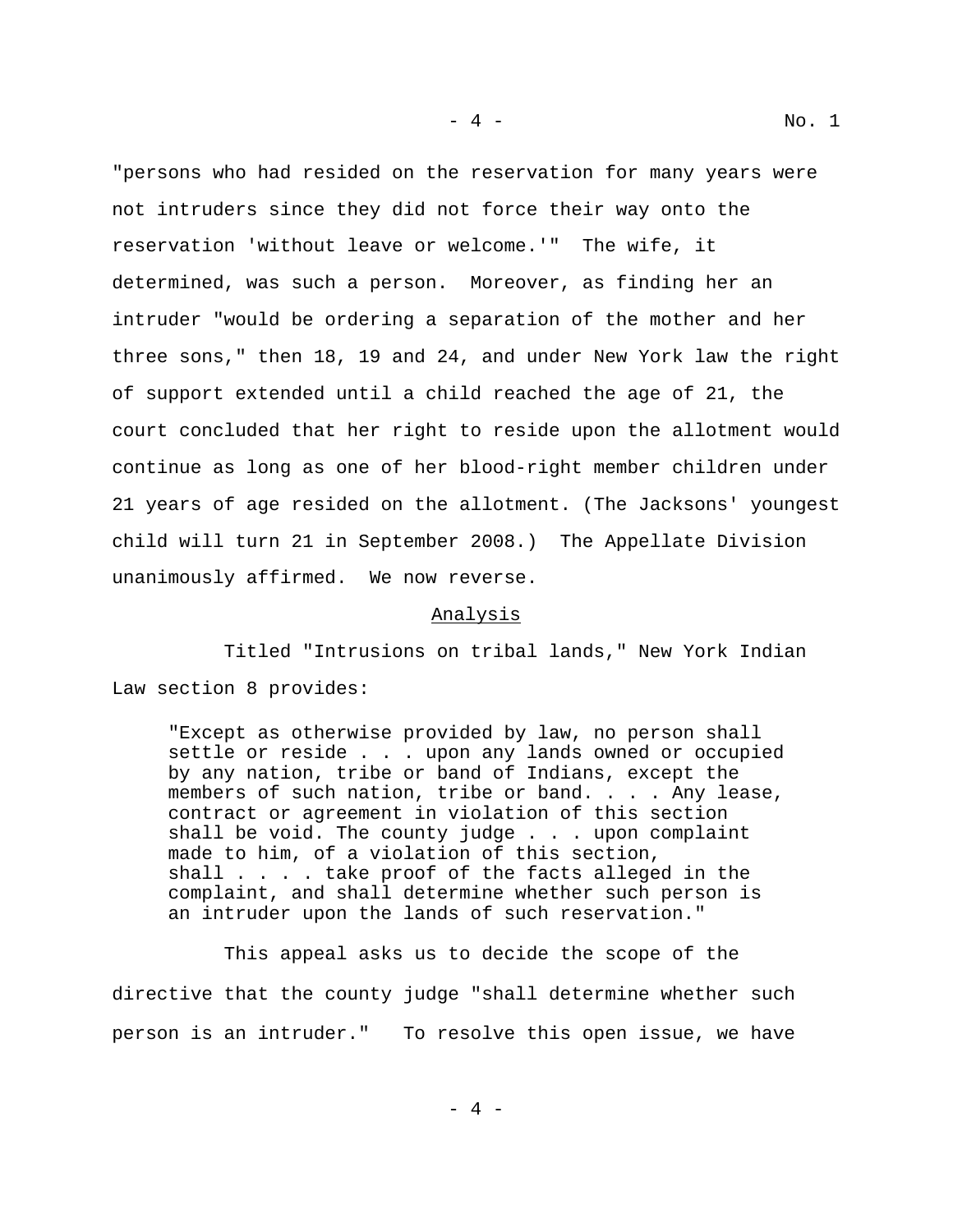"persons who had resided on the reservation for many years were not intruders since they did not force their way onto the reservation 'without leave or welcome.'" The wife, it determined, was such a person. Moreover, as finding her an intruder "would be ordering a separation of the mother and her three sons," then 18, 19 and 24, and under New York law the right of support extended until a child reached the age of 21, the court concluded that her right to reside upon the allotment would continue as long as one of her blood-right member children under 21 years of age resided on the allotment. (The Jacksons' youngest child will turn 21 in September 2008.) The Appellate Division unanimously affirmed. We now reverse.

## Analysis

Titled "Intrusions on tribal lands," New York Indian Law section 8 provides:

> "Except as otherwise provided by law, no person shall settle or reside . . . upon any lands owned or occupied by any nation, tribe or band of Indians, except the members of such nation, tribe or band. . . . Any lease, contract or agreement in violation of this section shall be void. The county judge . . . upon complaint made to him, of a violation of this section, shall . . . . take proof of the facts alleged in the complaint, and shall determine whether such person is an intruder upon the lands of such reservation."

This appeal asks us to decide the scope of the directive that the county judge "shall determine whether such person is an intruder." To resolve this open issue, we have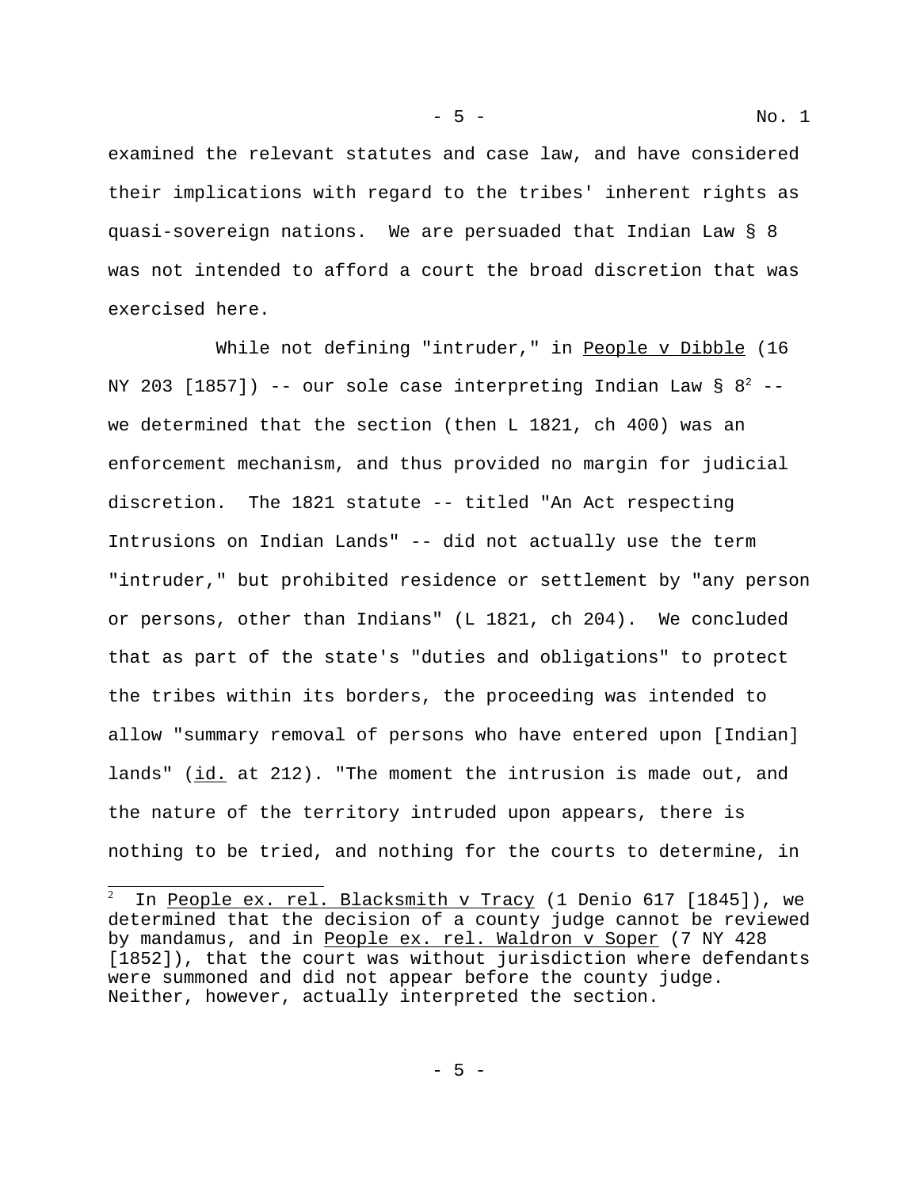examined the relevant statutes and case law, and have considered their implications with regard to the tribes' inherent rights as quasi-sovereign nations. We are persuaded that Indian Law § 8 was not intended to afford a court the broad discretion that was exercised here.

While not defining "intruder," in People v Dibble (16 NY 203 [1857]) -- our sole case interpreting Indian Law § 8[2] -- we determined that the section (then L 1821, ch 400) was an enforcement mechanism, and thus provided no margin for judicial discretion. The 1821 statute -- titled "An Act respecting Intrusions on Indian Lands" -- did not actually use the term "intruder," but prohibited residence or settlement by "any person or persons, other than Indians" (L 1821, ch 204). We concluded that as part of the state's "duties and obligations" to protect the tribes within its borders, the proceeding was intended to allow "summary removal of persons who have entered upon [Indian] lands" (id. at 212). "The moment the intrusion is made out, and the nature of the territory intruded upon appears, there is nothing to be tried, and nothing for the courts to determine, in

---

[2] In People ex. rel. Blacksmith v Tracy (1 Denio 617 [1845]), we determined that the decision of a county judge cannot be reviewed by mandamus, and in People ex. rel. Waldron v Soper (7 NY 428 [1852]), that the court was without jurisdiction where defendants were summoned and did not appear before the county judge. Neither, however, actually interpreted the section.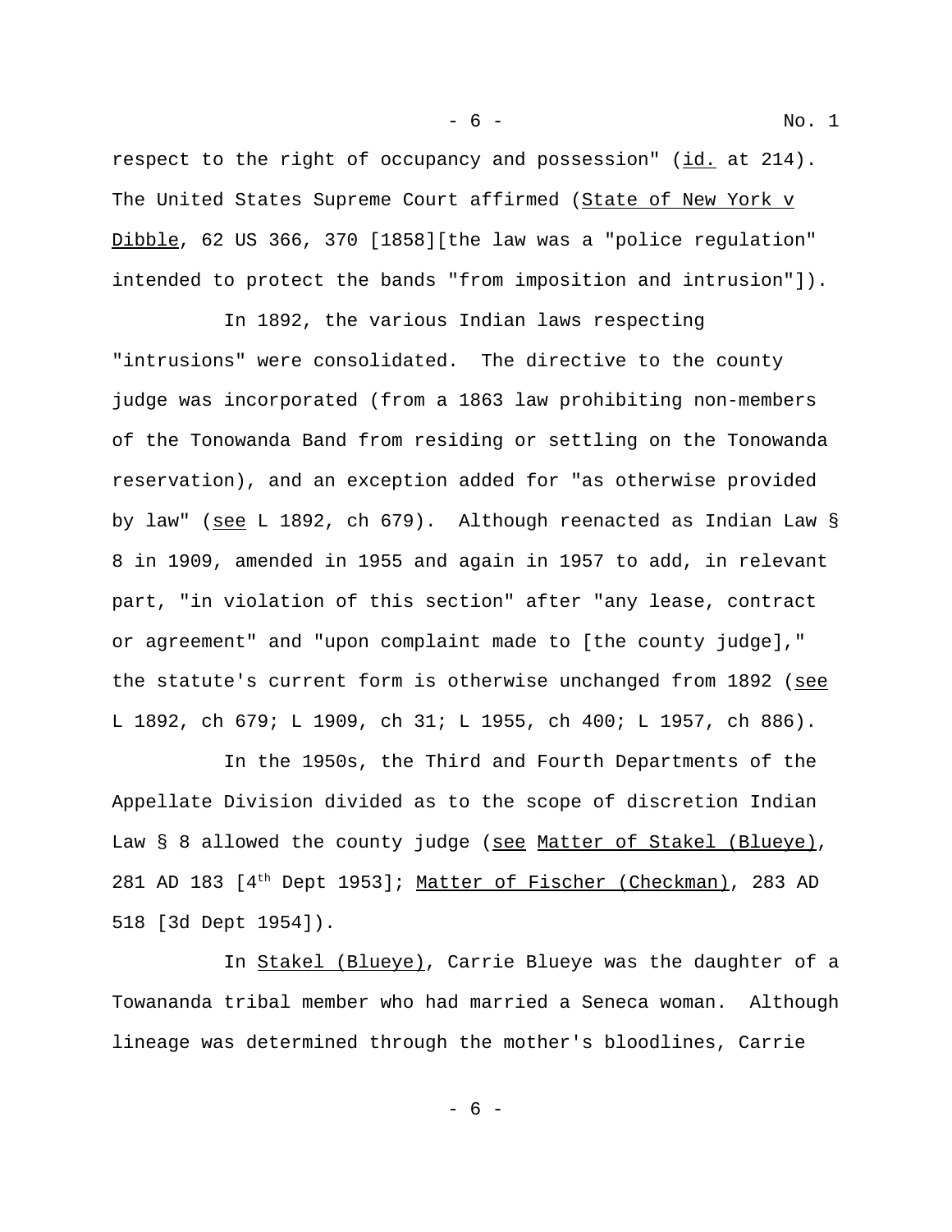respect to the right of occupancy and possession" (id. at 214). The United States Supreme Court affirmed (State of New York v Dibble, 62 US 366, 370 [1858][the law was a "police regulation" intended to protect the bands "from imposition and intrusion"]).

In 1892, the various Indian laws respecting "intrusions" were consolidated. The directive to the county judge was incorporated (from a 1863 law prohibiting non-members of the Tonowanda Band from residing or settling on the Tonowanda reservation), and an exception added for "as otherwise provided by law" (see L 1892, ch 679). Although reenacted as Indian Law § 8 in 1909, amended in 1955 and again in 1957 to add, in relevant part, "in violation of this section" after "any lease, contract or agreement" and "upon complaint made to [the county judge]," the statute's current form is otherwise unchanged from 1892 (see L 1892, ch 679; L 1909, ch 31; L 1955, ch 400; L 1957, ch 886).

In the 1950s, the Third and Fourth Departments of the Appellate Division divided as to the scope of discretion Indian Law § 8 allowed the county judge (see Matter of Stakel (Blueye), 281 AD 183 [4th Dept 1953]; Matter of Fischer (Checkman), 283 AD 518 [3d Dept 1954]).

In Stakel (Blueye), Carrie Blueye was the daughter of a Towananda tribal member who had married a Seneca woman. Although lineage was determined through the mother's bloodlines, Carrie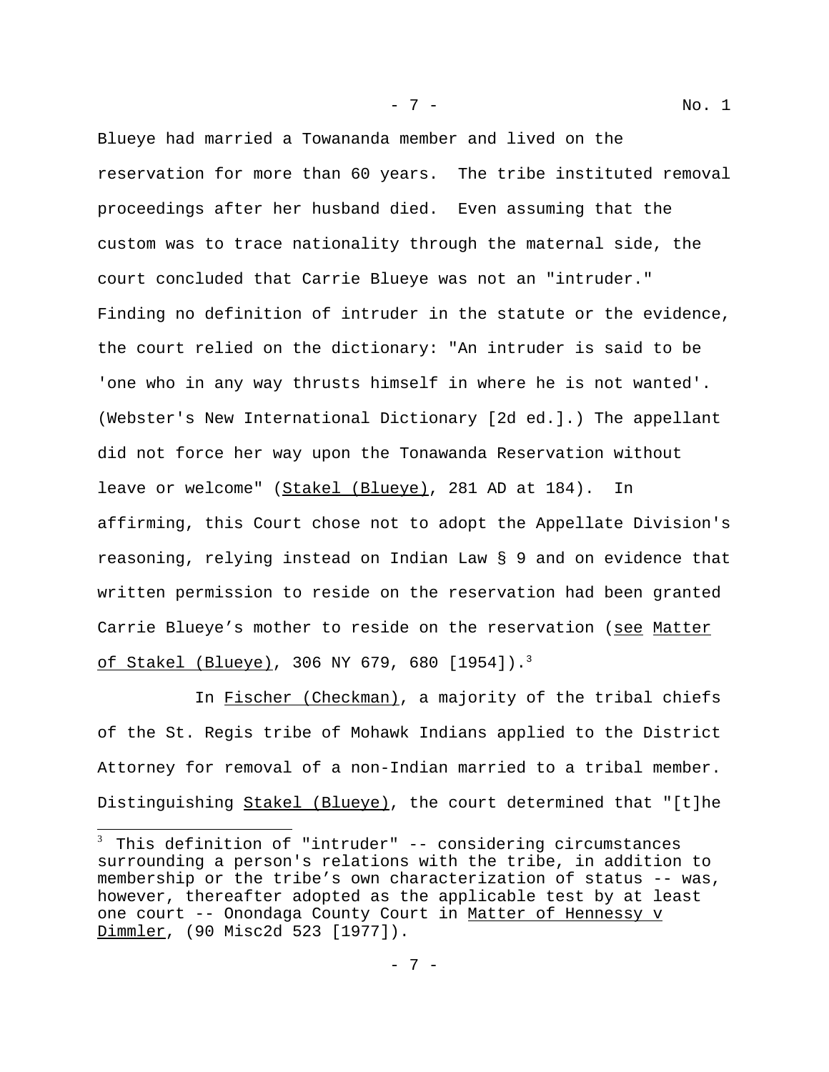Blueye had married a Towananda member and lived on the reservation for more than 60 years. The tribe instituted removal proceedings after her husband died. Even assuming that the custom was to trace nationality through the maternal side, the court concluded that Carrie Blueye was not an "intruder." Finding no definition of intruder in the statute or the evidence, the court relied on the dictionary: "An intruder is said to be 'one who in any way thrusts himself in where he is not wanted'. (Webster's New International Dictionary [2d ed.].) The appellant did not force her way upon the Tonawanda Reservation without leave or welcome" (Stakel (Blueye), 281 AD at 184). In affirming, this Court chose not to adopt the Appellate Division's reasoning, relying instead on Indian Law § 9 and on evidence that written permission to reside on the reservation had been granted Carrie Blueye's mother to reside on the reservation (see Matter of Stakel (Blueye), 306 NY 679, 680 [1954]).[3]

In Fischer (Checkman), a majority of the tribal chiefs of the St. Regis tribe of Mohawk Indians applied to the District Attorney for removal of a non-Indian married to a tribal member. Distinguishing Stakel (Blueye), the court determined that "[t]he

---

[3] This definition of "intruder" -- considering circumstances surrounding a person's relations with the tribe, in addition to membership or the tribe's own characterization of status -- was, however, thereafter adopted as the applicable test by at least one court -- Onondaga County Court in Matter of Hennessy v Dimmler, (90 Misc2d 523 [1977]).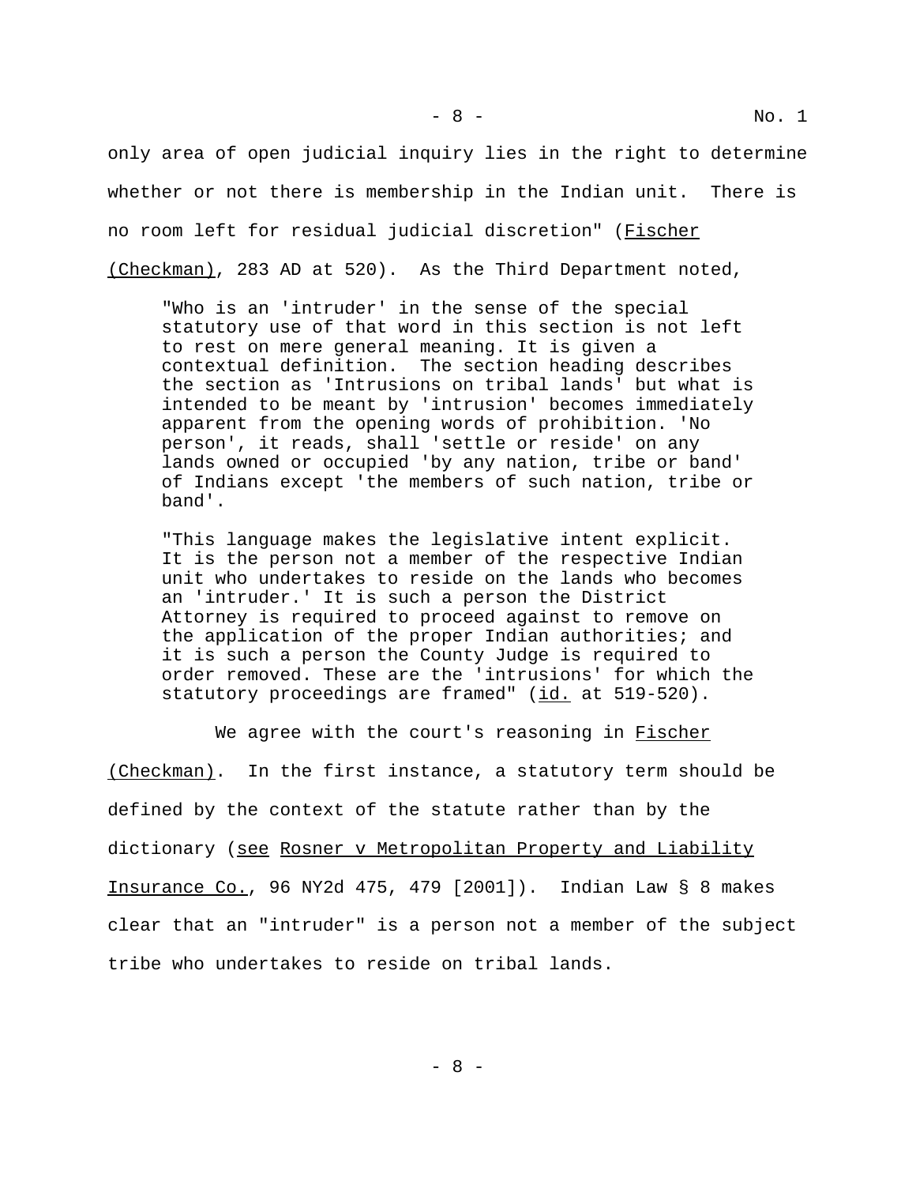only area of open judicial inquiry lies in the right to determine whether or not there is membership in the Indian unit. There is no room left for residual judicial discretion" (Fischer (Checkman), 283 AD at 520). As the Third Department noted,

> "Who is an 'intruder' in the sense of the special statutory use of that word in this section is not left to rest on mere general meaning. It is given a contextual definition. The section heading describes the section as 'Intrusions on tribal lands' but what is intended to be meant by 'intrusion' becomes immediately apparent from the opening words of prohibition. 'No person', it reads, shall 'settle or reside' on any lands owned or occupied 'by any nation, tribe or band' of Indians except 'the members of such nation, tribe or band'.
>
> "This language makes the legislative intent explicit. It is the person not a member of the respective Indian unit who undertakes to reside on the lands who becomes an 'intruder.' It is such a person the District Attorney is required to proceed against to remove on the application of the proper Indian authorities; and it is such a person the County Judge is required to order removed. These are the 'intrusions' for which the statutory proceedings are framed" (id. at 519-520).

We agree with the court's reasoning in Fischer (Checkman). In the first instance, a statutory term should be defined by the context of the statute rather than by the dictionary (see Rosner v Metropolitan Property and Liability Insurance Co., 96 NY2d 475, 479 [2001]). Indian Law § 8 makes clear that an "intruder" is a person not a member of the subject tribe who undertakes to reside on tribal lands.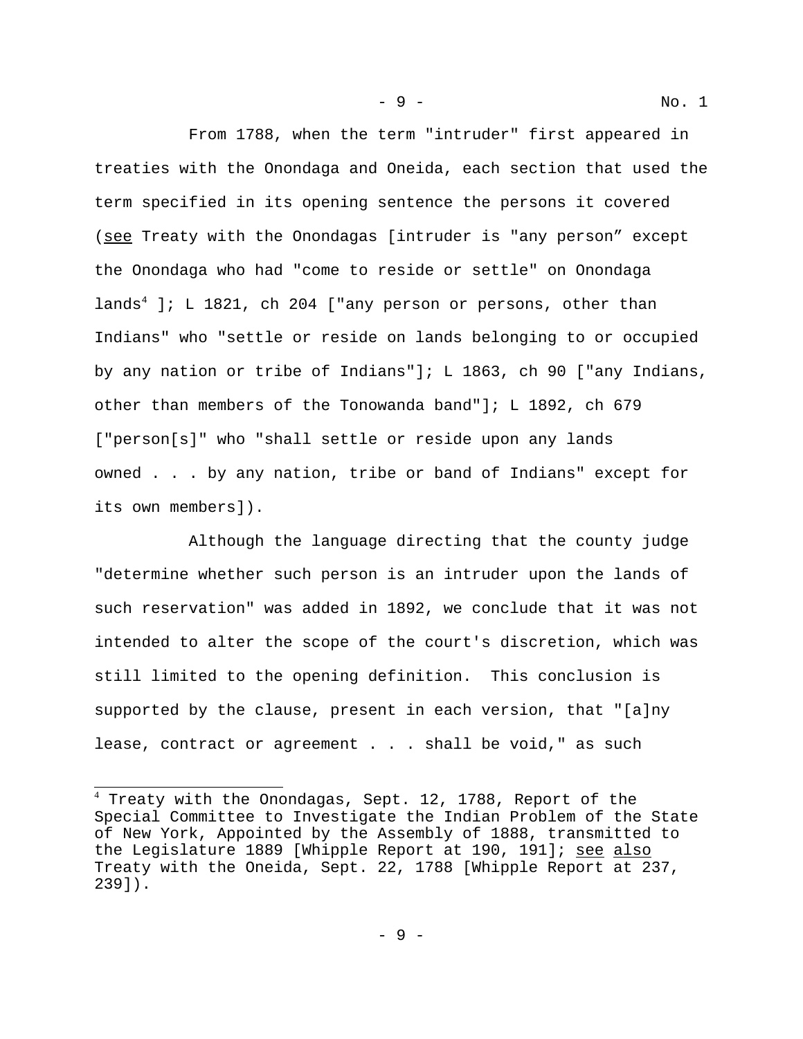From 1788, when the term "intruder" first appeared in treaties with the Onondaga and Oneida, each section that used the term specified in its opening sentence the persons it covered (see Treaty with the Onondagas [intruder is "any person" except the Onondaga who had "come to reside or settle" on Onondaga lands[4] ]; L 1821, ch 204 ["any person or persons, other than Indians" who "settle or reside on lands belonging to or occupied by any nation or tribe of Indians"]; L 1863, ch 90 ["any Indians, other than members of the Tonowanda band"]; L 1892, ch 679 ["person[s]" who "shall settle or reside upon any lands owned . . . by any nation, tribe or band of Indians" except for its own members]).

Although the language directing that the county judge "determine whether such person is an intruder upon the lands of such reservation" was added in 1892, we conclude that it was not intended to alter the scope of the court's discretion, which was still limited to the opening definition. This conclusion is supported by the clause, present in each version, that "[a]ny lease, contract or agreement . . . shall be void," as such

---

[4] Treaty with the Onondagas, Sept. 12, 1788, Report of the Special Committee to Investigate the Indian Problem of the State of New York, Appointed by the Assembly of 1888, transmitted to the Legislature 1889 [Whipple Report at 190, 191]; see also Treaty with the Oneida, Sept. 22, 1788 [Whipple Report at 237, 239]).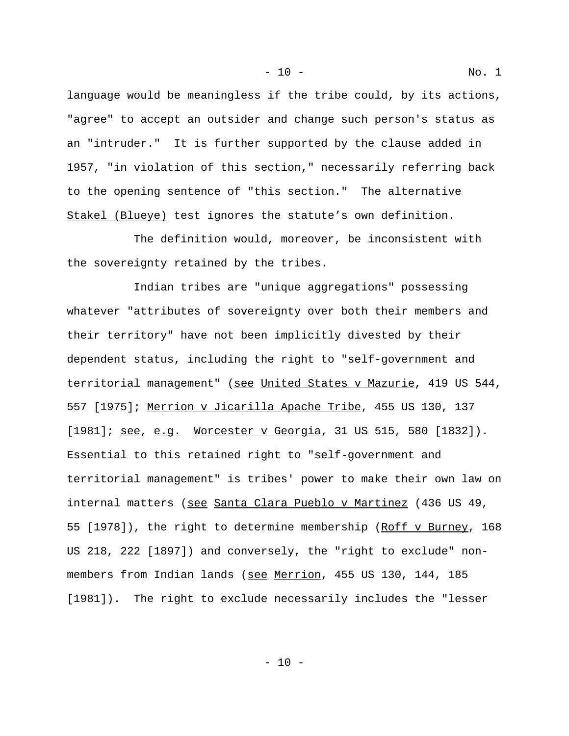language would be meaningless if the tribe could, by its actions, "agree" to accept an outsider and change such person's status as an "intruder." It is further supported by the clause added in 1957, "in violation of this section," necessarily referring back to the opening sentence of "this section." The alternative Stakel (Blueye) test ignores the statute's own definition.

The definition would, moreover, be inconsistent with the sovereignty retained by the tribes.

Indian tribes are "unique aggregations" possessing whatever "attributes of sovereignty over both their members and their territory" have not been implicitly divested by their dependent status, including the right to "self-government and territorial management" (see United States v Mazurie, 419 US 544, 557 [1975]; Merrion v Jicarilla Apache Tribe, 455 US 130, 137 [1981]; see, e.g. Worcester v Georgia, 31 US 515, 580 [1832]). Essential to this retained right to "self-government and territorial management" is tribes' power to make their own law on internal matters (see Santa Clara Pueblo v Martinez (436 US 49, 55 [1978]), the right to determine membership (Roff v Burney, 168 US 218, 222 [1897]) and conversely, the "right to exclude" non-members from Indian lands (see Merrion, 455 US 130, 144, 185 [1981]). The right to exclude necessarily includes the "lesser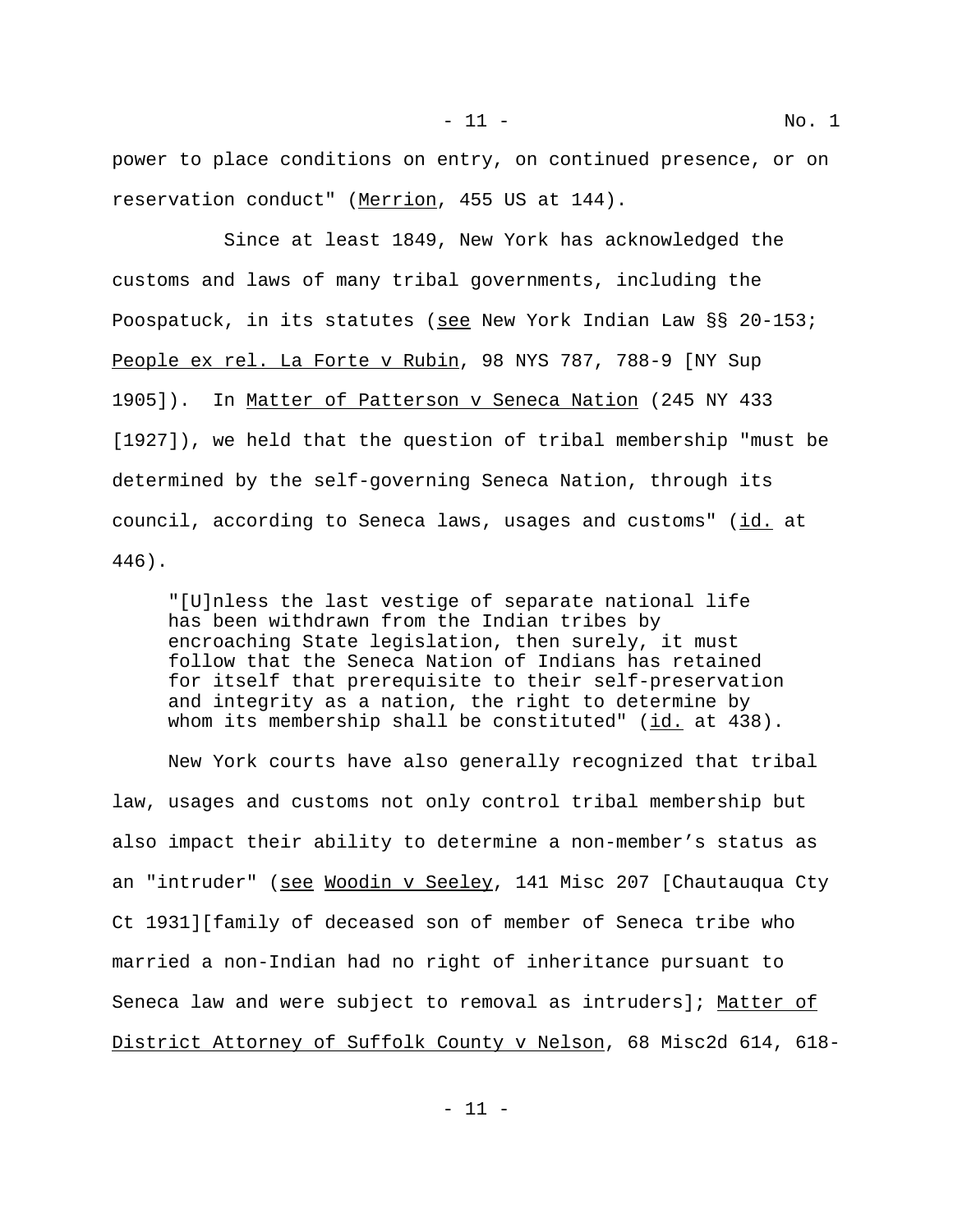power to place conditions on entry, on continued presence, or on reservation conduct" (Merrion, 455 US at 144).

Since at least 1849, New York has acknowledged the customs and laws of many tribal governments, including the Poospatuck, in its statutes (see New York Indian Law §§ 20-153; People ex rel. La Forte v Rubin, 98 NYS 787, 788-9 [NY Sup 1905]). In Matter of Patterson v Seneca Nation (245 NY 433 [1927]), we held that the question of tribal membership "must be determined by the self-governing Seneca Nation, through its council, according to Seneca laws, usages and customs" (id. at 446).

> "[U]nless the last vestige of separate national life has been withdrawn from the Indian tribes by encroaching State legislation, then surely, it must follow that the Seneca Nation of Indians has retained for itself that prerequisite to their self-preservation and integrity as a nation, the right to determine by whom its membership shall be constituted" (id. at 438).

New York courts have also generally recognized that tribal law, usages and customs not only control tribal membership but also impact their ability to determine a non-member's status as an "intruder" (see Woodin v Seeley, 141 Misc 207 [Chautauqua Cty Ct 1931][family of deceased son of member of Seneca tribe who married a non-Indian had no right of inheritance pursuant to Seneca law and were subject to removal as intruders]; Matter of District Attorney of Suffolk County v Nelson, 68 Misc2d 614, 618-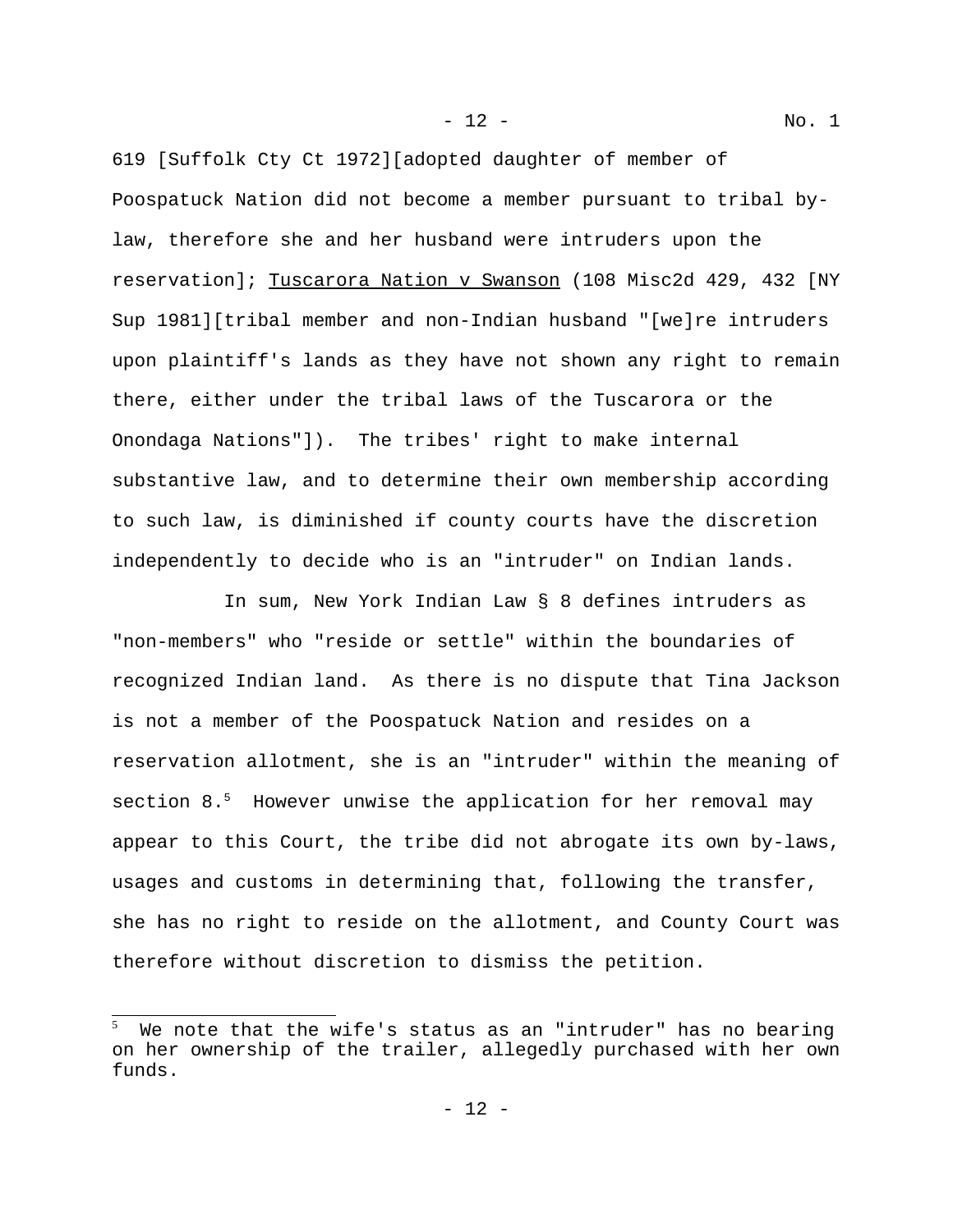619 [Suffolk Cty Ct 1972][adopted daughter of member of Poospatuck Nation did not become a member pursuant to tribal by-law, therefore she and her husband were intruders upon the reservation]; Tuscarora Nation v Swanson (108 Misc2d 429, 432 [NY Sup 1981][tribal member and non-Indian husband "[we]re intruders upon plaintiff's lands as they have not shown any right to remain there, either under the tribal laws of the Tuscarora or the Onondaga Nations"]). The tribes' right to make internal substantive law, and to determine their own membership according to such law, is diminished if county courts have the discretion independently to decide who is an "intruder" on Indian lands.

In sum, New York Indian Law § 8 defines intruders as "non-members" who "reside or settle" within the boundaries of recognized Indian land. As there is no dispute that Tina Jackson is not a member of the Poospatuck Nation and resides on a reservation allotment, she is an "intruder" within the meaning of section 8.[5] However unwise the application for her removal may appear to this Court, the tribe did not abrogate its own by-laws, usages and customs in determining that, following the transfer, she has no right to reside on the allotment, and County Court was therefore without discretion to dismiss the petition.

---

[5] We note that the wife's status as an "intruder" has no bearing on her ownership of the trailer, allegedly purchased with her own funds.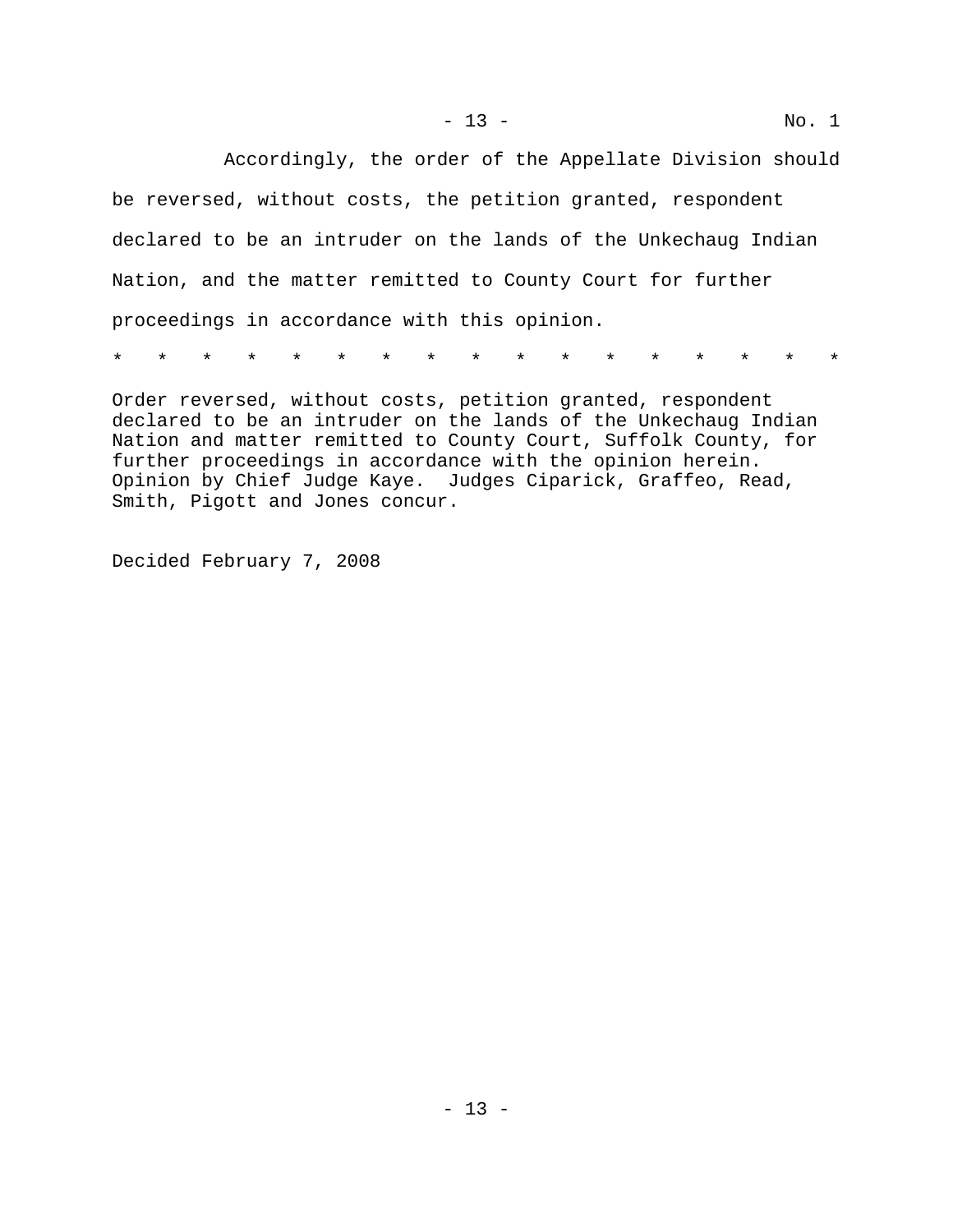Accordingly, the order of the Appellate Division should be reversed, without costs, the petition granted, respondent declared to be an intruder on the lands of the Unkechaug Indian Nation, and the matter remitted to County Court for further proceedings in accordance with this opinion.

\* \* \* \* \* \* \* \* \* \* \* \* \* \* \* \* \*

Order reversed, without costs, petition granted, respondent declared to be an intruder on the lands of the Unkechaug Indian Nation and matter remitted to County Court, Suffolk County, for further proceedings in accordance with the opinion herein. Opinion by Chief Judge Kaye. Judges Ciparick, Graffeo, Read, Smith, Pigott and Jones concur.

Decided February 7, 2008